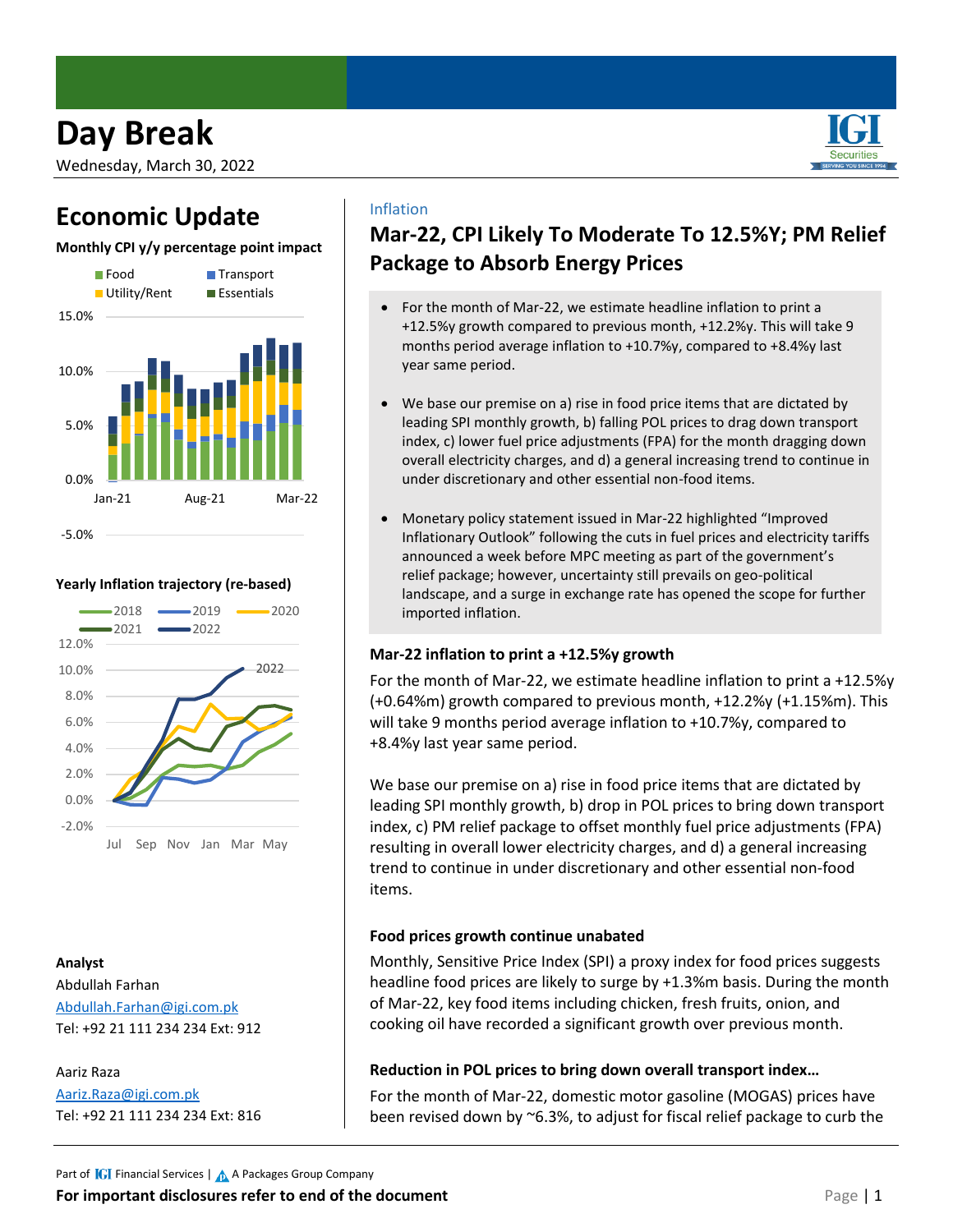# Day Break

Wednesday, March 30, 2022

## Economic Update

**Monthly CPI y/y percentage point impact**

Food, Transport, Utility/Rent, Essentials

**Yearly Inflation trajectory (re-based)**

2018, 2019, 2020, 2021, 2022

**Analyst**

Abdullah Farhan
Abdullah.Farhan@igi.com.pk
Tel: +92 21 111 234 234 Ext: 912

Aariz Raza
Aariz.Raza@igi.com.pk
Tel: +92 21 111 234 234 Ext: 816

Inflation

## Mar-22, CPI Likely To Moderate To 12.5%Y; PM Relief Package to Absorb Energy Prices

- For the month of Mar-22, we estimate headline inflation to print a +12.5%y growth compared to previous month, +12.2%y. This will take 9 months period average inflation to +10.7%y, compared to +8.4%y last year same period.
- We base our premise on a) rise in food price items that are dictated by leading SPI monthly growth, b) falling POL prices to drag down transport index, c) lower fuel price adjustments (FPA) for the month dragging down overall electricity charges, and d) a general increasing trend to continue in under discretionary and other essential non-food items.
- Monetary policy statement issued in Mar-22 highlighted "Improved Inflationary Outlook" following the cuts in fuel prices and electricity tariffs announced a week before MPC meeting as part of the government's relief package; however, uncertainty still prevails on geo-political landscape, and a surge in exchange rate has opened the scope for further imported inflation.

### Mar-22 inflation to print a +12.5%y growth

For the month of Mar-22, we estimate headline inflation to print a +12.5%y (+0.64%m) growth compared to previous month, +12.2%y (+1.15%m). This will take 9 months period average inflation to +10.7%y, compared to +8.4%y last year same period.

We base our premise on a) rise in food price items that are dictated by leading SPI monthly growth, b) drop in POL prices to bring down transport index, c) PM relief package to offset monthly fuel price adjustments (FPA) resulting in overall lower electricity charges, and d) a general increasing trend to continue in under discretionary and other essential non-food items.

### Food prices growth continue unabated

Monthly, Sensitive Price Index (SPI) a proxy index for food prices suggests headline food prices are likely to surge by +1.3%m basis. During the month of Mar-22, key food items including chicken, fresh fruits, onion, and cooking oil have recorded a significant growth over previous month.

### Reduction in POL prices to bring down overall transport index…

For the month of Mar-22, domestic motor gasoline (MOGAS) prices have been revised down by ~6.3%, to adjust for fiscal relief package to curb the

Part of IGI Financial Services | A Packages Group Company

**For important disclosures refer to end of the document**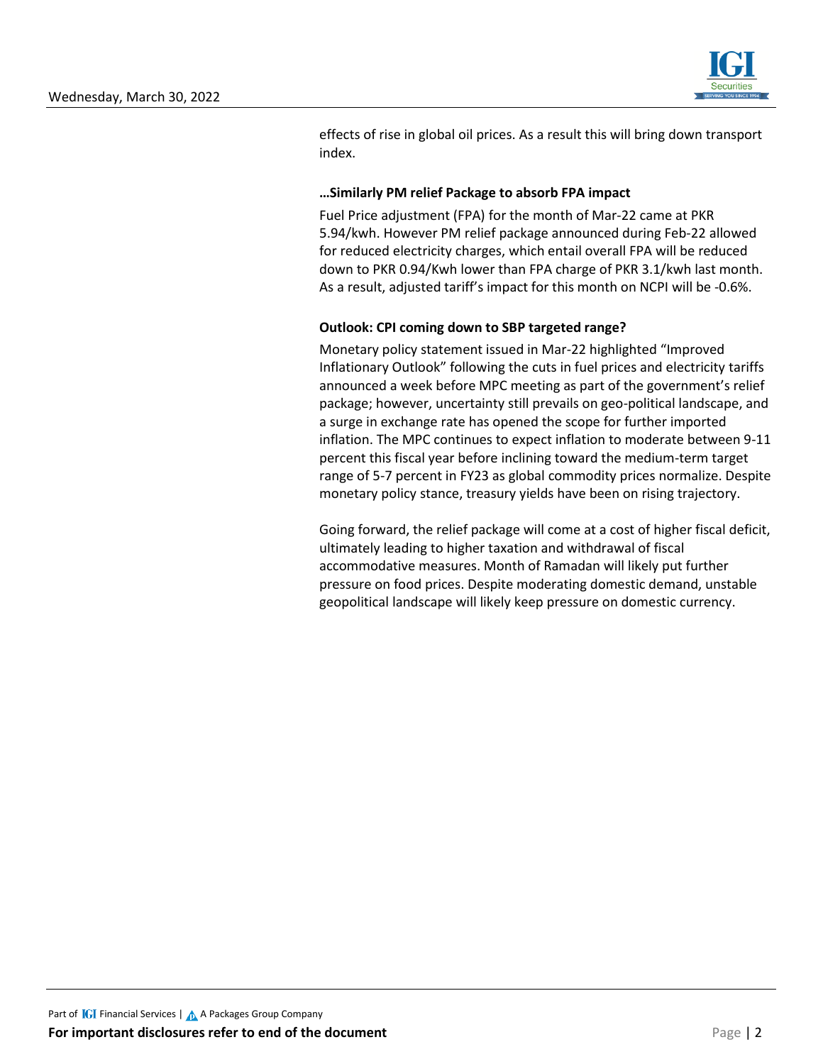effects of rise in global oil prices. As a result this will bring down transport index.

**…Similarly PM relief Package to absorb FPA impact**

Fuel Price adjustment (FPA) for the month of Mar-22 came at PKR 5.94/kwh. However PM relief package announced during Feb-22 allowed for reduced electricity charges, which entail overall FPA will be reduced down to PKR 0.94/Kwh lower than FPA charge of PKR 3.1/kwh last month. As a result, adjusted tariff's impact for this month on NCPI will be -0.6%.

**Outlook: CPI coming down to SBP targeted range?**

Monetary policy statement issued in Mar-22 highlighted "Improved Inflationary Outlook" following the cuts in fuel prices and electricity tariffs announced a week before MPC meeting as part of the government's relief package; however, uncertainty still prevails on geo-political landscape, and a surge in exchange rate has opened the scope for further imported inflation. The MPC continues to expect inflation to moderate between 9-11 percent this fiscal year before inclining toward the medium-term target range of 5-7 percent in FY23 as global commodity prices normalize. Despite monetary policy stance, treasury yields have been on rising trajectory.

Going forward, the relief package will come at a cost of higher fiscal deficit, ultimately leading to higher taxation and withdrawal of fiscal accommodative measures. Month of Ramadan will likely put further pressure on food prices. Despite moderating domestic demand, unstable geopolitical landscape will likely keep pressure on domestic currency.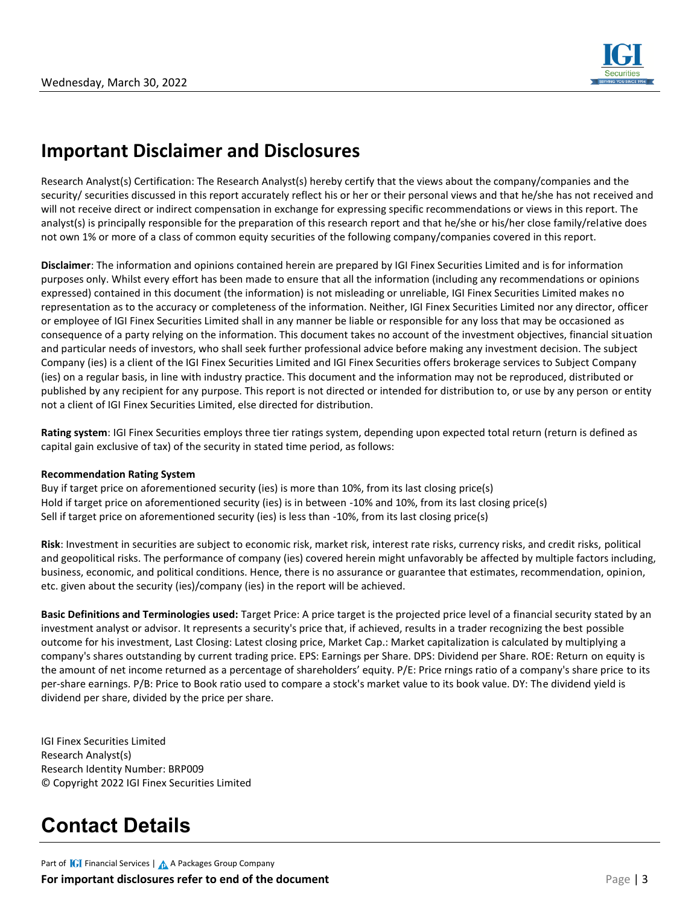## Important Disclaimer and Disclosures

Research Analyst(s) Certification: The Research Analyst(s) hereby certify that the views about the company/companies and the security/ securities discussed in this report accurately reflect his or her or their personal views and that he/she has not received and will not receive direct or indirect compensation in exchange for expressing specific recommendations or views in this report. The analyst(s) is principally responsible for the preparation of this research report and that he/she or his/her close family/relative does not own 1% or more of a class of common equity securities of the following company/companies covered in this report.

**Disclaimer**: The information and opinions contained herein are prepared by IGI Finex Securities Limited and is for information purposes only. Whilst every effort has been made to ensure that all the information (including any recommendations or opinions expressed) contained in this document (the information) is not misleading or unreliable, IGI Finex Securities Limited makes no representation as to the accuracy or completeness of the information. Neither, IGI Finex Securities Limited nor any director, officer or employee of IGI Finex Securities Limited shall in any manner be liable or responsible for any loss that may be occasioned as consequence of a party relying on the information. This document takes no account of the investment objectives, financial situation and particular needs of investors, who shall seek further professional advice before making any investment decision. The subject Company (ies) is a client of the IGI Finex Securities Limited and IGI Finex Securities offers brokerage services to Subject Company (ies) on a regular basis, in line with industry practice. This document and the information may not be reproduced, distributed or published by any recipient for any purpose. This report is not directed or intended for distribution to, or use by any person or entity not a client of IGI Finex Securities Limited, else directed for distribution.

**Rating system**: IGI Finex Securities employs three tier ratings system, depending upon expected total return (return is defined as capital gain exclusive of tax) of the security in stated time period, as follows:

**Recommendation Rating System**

Buy if target price on aforementioned security (ies) is more than 10%, from its last closing price(s)
Hold if target price on aforementioned security (ies) is in between -10% and 10%, from its last closing price(s)
Sell if target price on aforementioned security (ies) is less than -10%, from its last closing price(s)

**Risk**: Investment in securities are subject to economic risk, market risk, interest rate risks, currency risks, and credit risks, political and geopolitical risks. The performance of company (ies) covered herein might unfavorably be affected by multiple factors including, business, economic, and political conditions. Hence, there is no assurance or guarantee that estimates, recommendation, opinion, etc. given about the security (ies)/company (ies) in the report will be achieved.

**Basic Definitions and Terminologies used:** Target Price: A price target is the projected price level of a financial security stated by an investment analyst or advisor. It represents a security's price that, if achieved, results in a trader recognizing the best possible outcome for his investment, Last Closing: Latest closing price, Market Cap.: Market capitalization is calculated by multiplying a company's shares outstanding by current trading price. EPS: Earnings per Share. DPS: Dividend per Share. ROE: Return on equity is the amount of net income returned as a percentage of shareholders' equity. P/E: Price rnings ratio of a company's share price to its per-share earnings. P/B: Price to Book ratio used to compare a stock's market value to its book value. DY: The dividend yield is dividend per share, divided by the price per share.

IGI Finex Securities Limited
Research Analyst(s)
Research Identity Number: BRP009
© Copyright 2022 IGI Finex Securities Limited

## Contact Details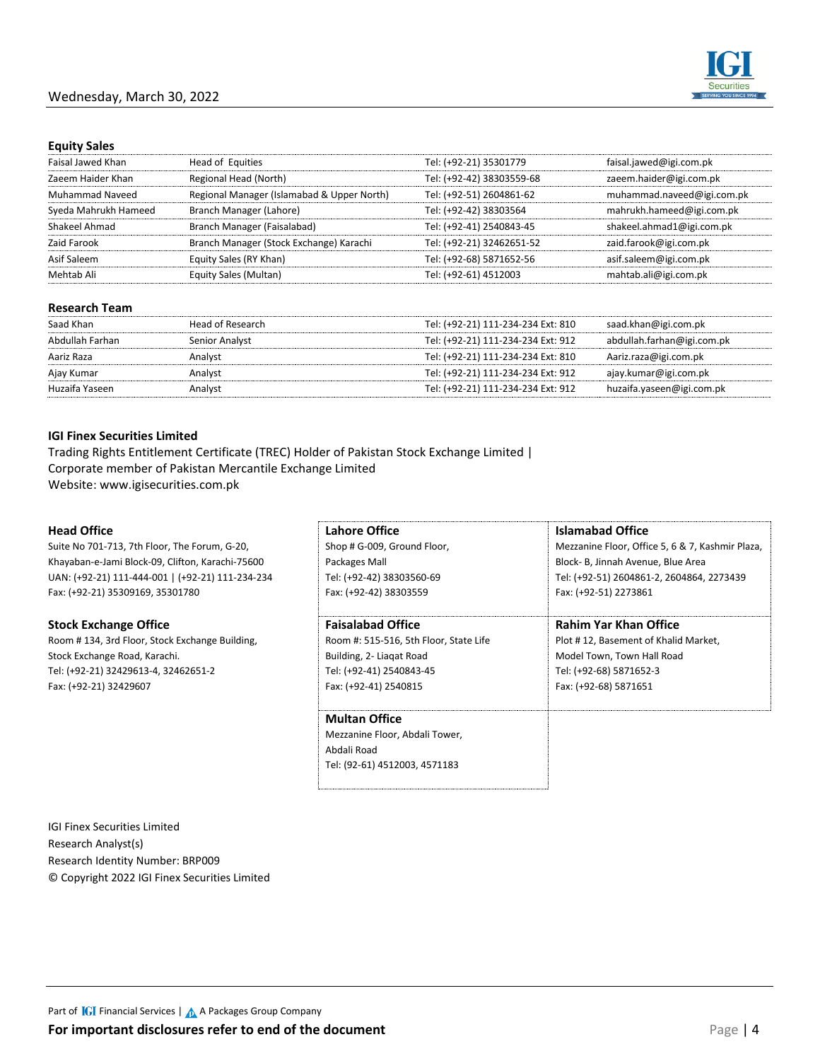## Equity Sales

| | | | |
|---|---|---|---|
| Faisal Jawed Khan | Head of Equities | Tel: (+92-21) 35301779 | faisal.jawed@igi.com.pk |
| Zaeem Haider Khan | Regional Head (North) | Tel: (+92-42) 38303559-68 | zaeem.haider@igi.com.pk |
| Muhammad Naveed | Regional Manager (Islamabad & Upper North) | Tel: (+92-51) 2604861-62 | muhammad.naveed@igi.com.pk |
| Syeda Mahrukh Hameed | Branch Manager (Lahore) | Tel: (+92-42) 38303564 | mahrukh.hameed@igi.com.pk |
| Shakeel Ahmad | Branch Manager (Faisalabad) | Tel: (+92-41) 2540843-45 | shakeel.ahmad1@igi.com.pk |
| Zaid Farook | Branch Manager (Stock Exchange) Karachi | Tel: (+92-21) 32462651-52 | zaid.farook@igi.com.pk |
| Asif Saleem | Equity Sales (RY Khan) | Tel: (+92-68) 5871652-56 | asif.saleem@igi.com.pk |
| Mehtab Ali | Equity Sales (Multan) | Tel: (+92-61) 4512003 | mahtab.ali@igi.com.pk |

## Research Team

| | | | |
|---|---|---|---|
| Saad Khan | Head of Research | Tel: (+92-21) 111-234-234 Ext: 810 | saad.khan@igi.com.pk |
| Abdullah Farhan | Senior Analyst | Tel: (+92-21) 111-234-234 Ext: 912 | abdullah.farhan@igi.com.pk |
| Aariz Raza | Analyst | Tel: (+92-21) 111-234-234 Ext: 810 | Aariz.raza@igi.com.pk |
| Ajay Kumar | Analyst | Tel: (+92-21) 111-234-234 Ext: 912 | ajay.kumar@igi.com.pk |
| Huzaifa Yaseen | Analyst | Tel: (+92-21) 111-234-234 Ext: 912 | huzaifa.yaseen@igi.com.pk |

**IGI Finex Securities Limited**

Trading Rights Entitlement Certificate (TREC) Holder of Pakistan Stock Exchange Limited |
Corporate member of Pakistan Mercantile Exchange Limited
Website: www.igisecurities.com.pk

**Head Office**
Suite No 701-713, 7th Floor, The Forum, G-20,
Khayaban-e-Jami Block-09, Clifton, Karachi-75600
UAN: (+92-21) 111-444-001 | (+92-21) 111-234-234
Fax: (+92-21) 35309169, 35301780

**Stock Exchange Office**
Room # 134, 3rd Floor, Stock Exchange Building,
Stock Exchange Road, Karachi.
Tel: (+92-21) 32429613-4, 32462651-2
Fax: (+92-21) 32429607

**Lahore Office**
Shop # G-009, Ground Floor,
Packages Mall
Tel: (+92-42) 38303560-69
Fax: (+92-42) 38303559

**Faisalabad Office**
Room #: 515-516, 5th Floor, State Life
Building, 2- Liaqat Road
Tel: (+92-41) 2540843-45
Fax: (+92-41) 2540815

**Multan Office**
Mezzanine Floor, Abdali Tower,
Abdali Road
Tel: (92-61) 4512003, 4571183

**Islamabad Office**
Mezzanine Floor, Office 5, 6 & 7, Kashmir Plaza,
Block- B, Jinnah Avenue, Blue Area
Tel: (+92-51) 2604861-2, 2604864, 2273439
Fax: (+92-51) 2273861

**Rahim Yar Khan Office**
Plot # 12, Basement of Khalid Market,
Model Town, Town Hall Road
Tel: (+92-68) 5871652-3
Fax: (+92-68) 5871651

IGI Finex Securities Limited
Research Analyst(s)
Research Identity Number: BRP009
© Copyright 2022 IGI Finex Securities Limited